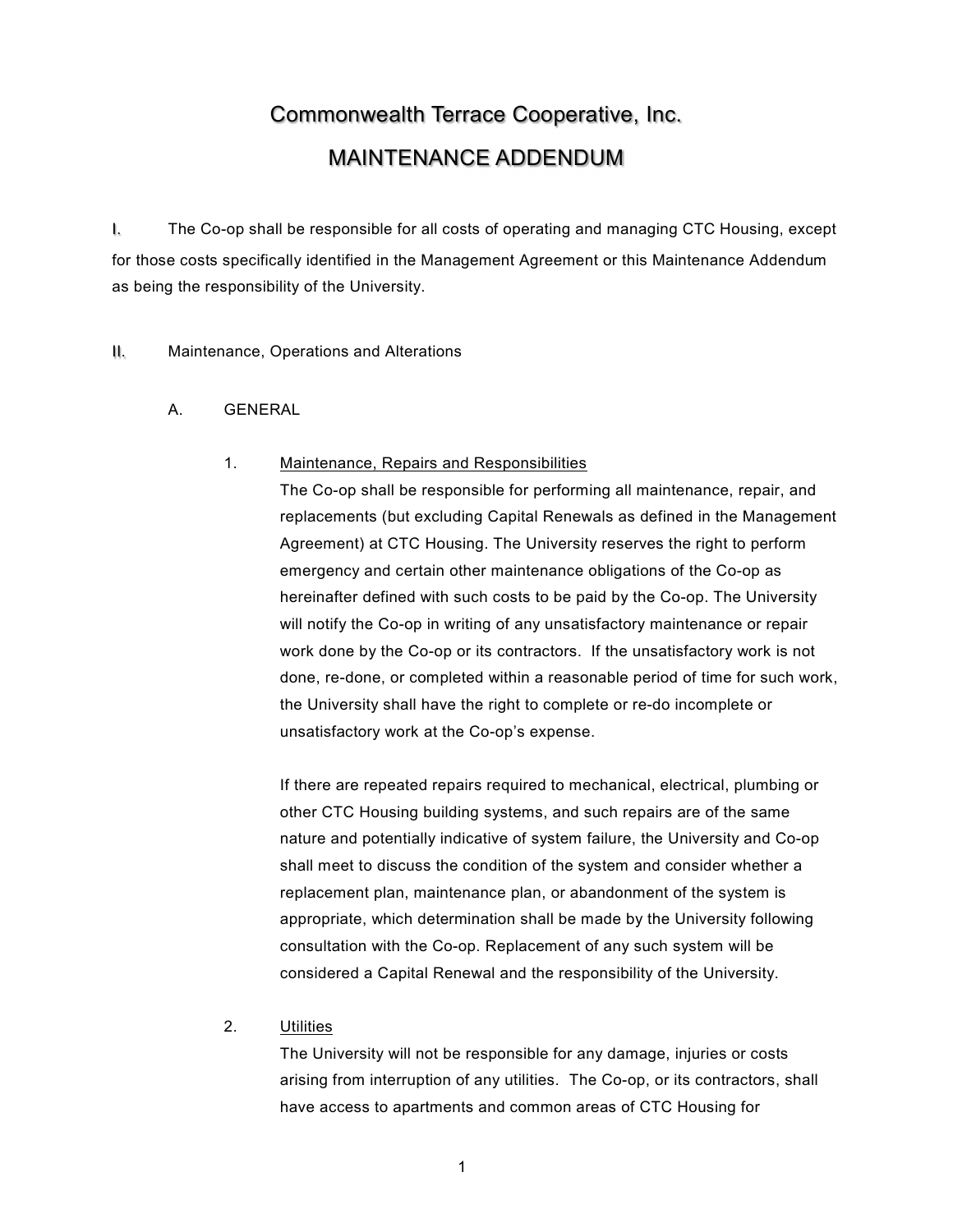# Commonwealth Terrace Cooperative, Inc.

## MAINTENANCE ADDENDUM

I. The Co-op shall be responsible for all costs of operating and managing CTC Housing, except for those costs specifically identified in the Management Agreement or this Maintenance Addendum as being the responsibility of the University.

II. Maintenance, Operations and Alterations

A. GENERAL

1. <u>Maintenance, Repairs and Responsibilities</u>

The Co-op shall be responsible for performing all maintenance, repair, and replacements (but excluding Capital Renewals as defined in the Management Agreement) at CTC Housing. The University reserves the right to perform emergency and certain other maintenance obligations of the Co-op as hereinafter defined with such costs to be paid by the Co-op. The University will notify the Co-op in writing of any unsatisfactory maintenance or repair work done by the Co-op or its contractors. If the unsatisfactory work is not done, re-done, or completed within a reasonable period of time for such work, the University shall have the right to complete or re-do incomplete or unsatisfactory work at the Co-op's expense.

If there are repeated repairs required to mechanical, electrical, plumbing or other CTC Housing building systems, and such repairs are of the same nature and potentially indicative of system failure, the University and Co-op shall meet to discuss the condition of the system and consider whether a replacement plan, maintenance plan, or abandonment of the system is appropriate, which determination shall be made by the University following consultation with the Co-op. Replacement of any such system will be considered a Capital Renewal and the responsibility of the University.

2. <u>Utilities</u>

The University will not be responsible for any damage, injuries or costs arising from interruption of any utilities. The Co-op, or its contractors, shall have access to apartments and common areas of CTC Housing for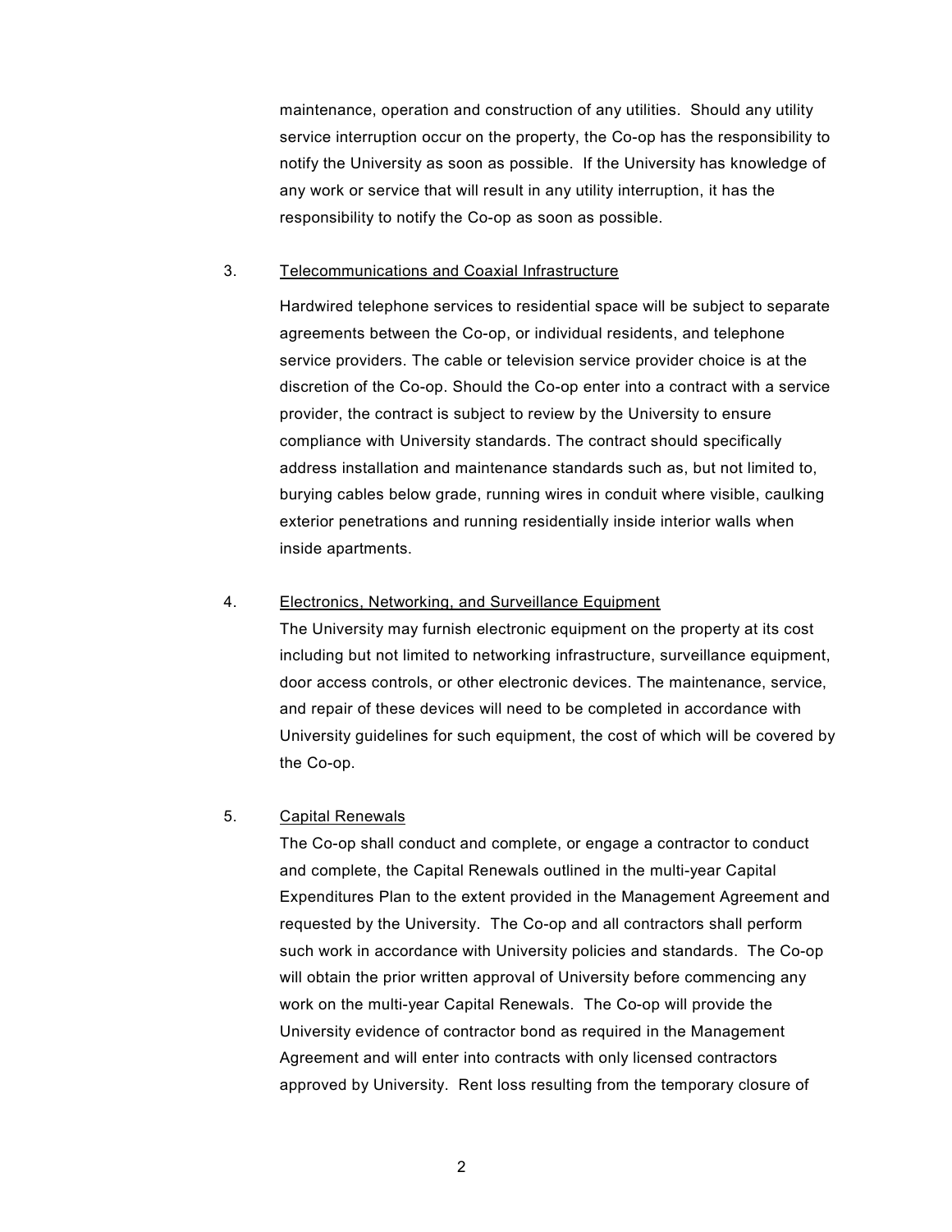maintenance, operation and construction of any utilities. Should any utility service interruption occur on the property, the Co-op has the responsibility to notify the University as soon as possible. If the University has knowledge of any work or service that will result in any utility interruption, it has the responsibility to notify the Co-op as soon as possible.

3. <u>Telecommunications and Coaxial Infrastructure</u>

Hardwired telephone services to residential space will be subject to separate agreements between the Co-op, or individual residents, and telephone service providers. The cable or television service provider choice is at the discretion of the Co-op. Should the Co-op enter into a contract with a service provider, the contract is subject to review by the University to ensure compliance with University standards. The contract should specifically address installation and maintenance standards such as, but not limited to, burying cables below grade, running wires in conduit where visible, caulking exterior penetrations and running residentially inside interior walls when inside apartments.

4. <u>Electronics, Networking, and Surveillance Equipment</u>

The University may furnish electronic equipment on the property at its cost including but not limited to networking infrastructure, surveillance equipment, door access controls, or other electronic devices. The maintenance, service, and repair of these devices will need to be completed in accordance with University guidelines for such equipment, the cost of which will be covered by the Co-op.

5. <u>Capital Renewals</u>

The Co-op shall conduct and complete, or engage a contractor to conduct and complete, the Capital Renewals outlined in the multi-year Capital Expenditures Plan to the extent provided in the Management Agreement and requested by the University. The Co-op and all contractors shall perform such work in accordance with University policies and standards. The Co-op will obtain the prior written approval of University before commencing any work on the multi-year Capital Renewals. The Co-op will provide the University evidence of contractor bond as required in the Management Agreement and will enter into contracts with only licensed contractors approved by University. Rent loss resulting from the temporary closure of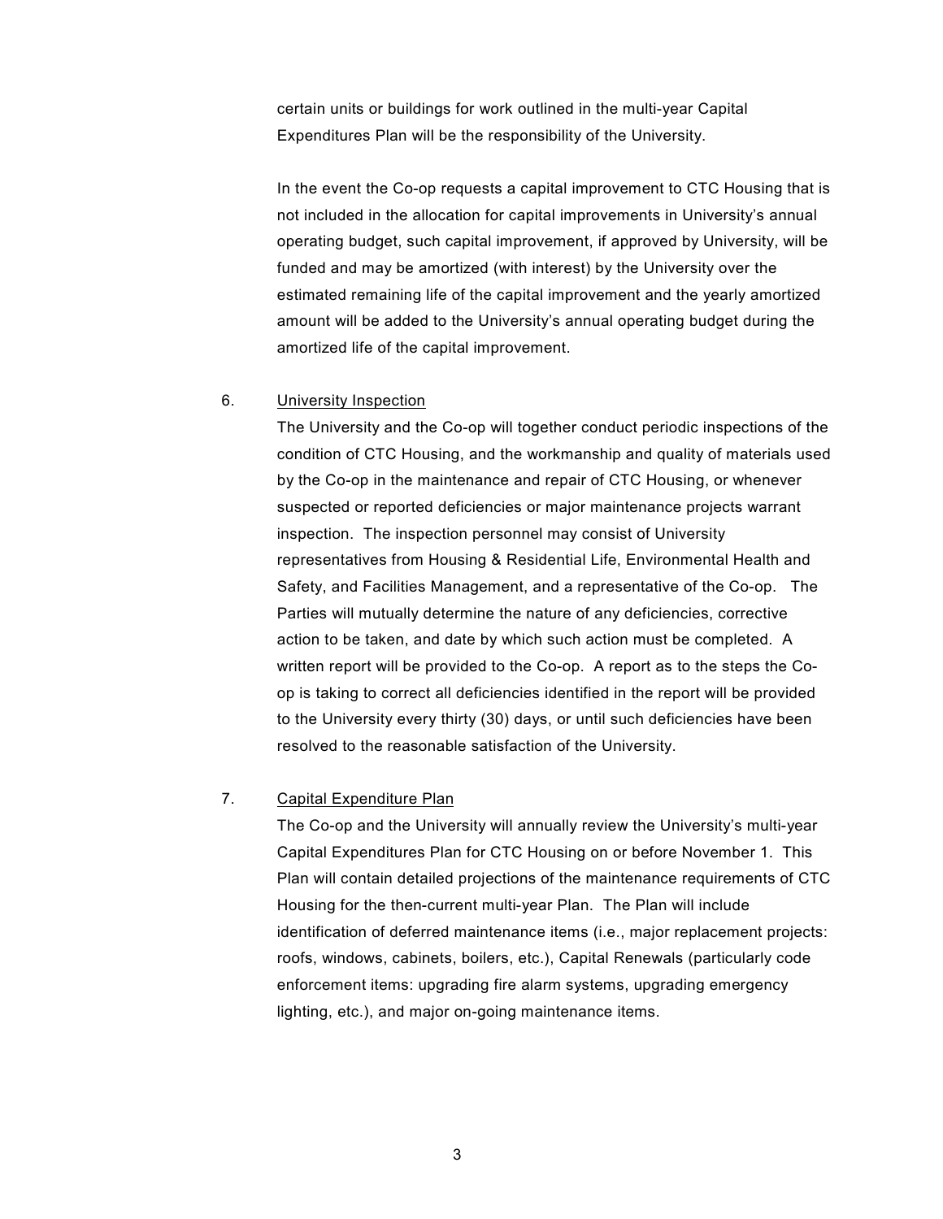certain units or buildings for work outlined in the multi-year Capital Expenditures Plan will be the responsibility of the University.

In the event the Co-op requests a capital improvement to CTC Housing that is not included in the allocation for capital improvements in University's annual operating budget, such capital improvement, if approved by University, will be funded and may be amortized (with interest) by the University over the estimated remaining life of the capital improvement and the yearly amortized amount will be added to the University's annual operating budget during the amortized life of the capital improvement.

6. <u>University Inspection</u>

   The University and the Co-op will together conduct periodic inspections of the condition of CTC Housing, and the workmanship and quality of materials used by the Co-op in the maintenance and repair of CTC Housing, or whenever suspected or reported deficiencies or major maintenance projects warrant inspection. The inspection personnel may consist of University representatives from Housing & Residential Life, Environmental Health and Safety, and Facilities Management, and a representative of the Co-op. The Parties will mutually determine the nature of any deficiencies, corrective action to be taken, and date by which such action must be completed. A written report will be provided to the Co-op. A report as to the steps the Co-op is taking to correct all deficiencies identified in the report will be provided to the University every thirty (30) days, or until such deficiencies have been resolved to the reasonable satisfaction of the University.

7. <u>Capital Expenditure Plan</u>

   The Co-op and the University will annually review the University's multi-year Capital Expenditures Plan for CTC Housing on or before November 1. This Plan will contain detailed projections of the maintenance requirements of CTC Housing for the then-current multi-year Plan. The Plan will include identification of deferred maintenance items (i.e., major replacement projects: roofs, windows, cabinets, boilers, etc.), Capital Renewals (particularly code enforcement items: upgrading fire alarm systems, upgrading emergency lighting, etc.), and major on-going maintenance items.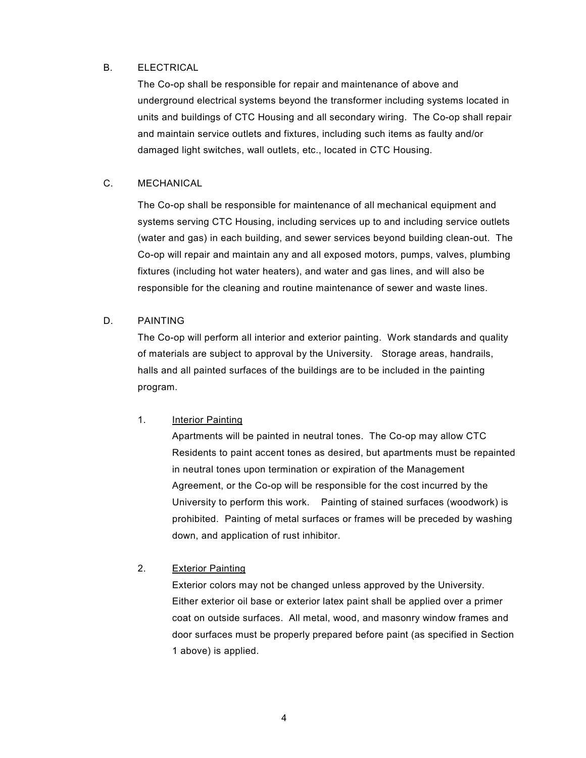## B. ELECTRICAL

The Co-op shall be responsible for repair and maintenance of above and underground electrical systems beyond the transformer including systems located in units and buildings of CTC Housing and all secondary wiring. The Co-op shall repair and maintain service outlets and fixtures, including such items as faulty and/or damaged light switches, wall outlets, etc., located in CTC Housing.

## C. MECHANICAL

The Co-op shall be responsible for maintenance of all mechanical equipment and systems serving CTC Housing, including services up to and including service outlets (water and gas) in each building, and sewer services beyond building clean-out. The Co-op will repair and maintain any and all exposed motors, pumps, valves, plumbing fixtures (including hot water heaters), and water and gas lines, and will also be responsible for the cleaning and routine maintenance of sewer and waste lines.

## D. PAINTING

The Co-op will perform all interior and exterior painting. Work standards and quality of materials are subject to approval by the University. Storage areas, handrails, halls and all painted surfaces of the buildings are to be included in the painting program.

1. <u>Interior Painting</u>

   Apartments will be painted in neutral tones. The Co-op may allow CTC Residents to paint accent tones as desired, but apartments must be repainted in neutral tones upon termination or expiration of the Management Agreement, or the Co-op will be responsible for the cost incurred by the University to perform this work. Painting of stained surfaces (woodwork) is prohibited. Painting of metal surfaces or frames will be preceded by washing down, and application of rust inhibitor.

2. <u>Exterior Painting</u>

   Exterior colors may not be changed unless approved by the University. Either exterior oil base or exterior latex paint shall be applied over a primer coat on outside surfaces. All metal, wood, and masonry window frames and door surfaces must be properly prepared before paint (as specified in Section 1 above) is applied.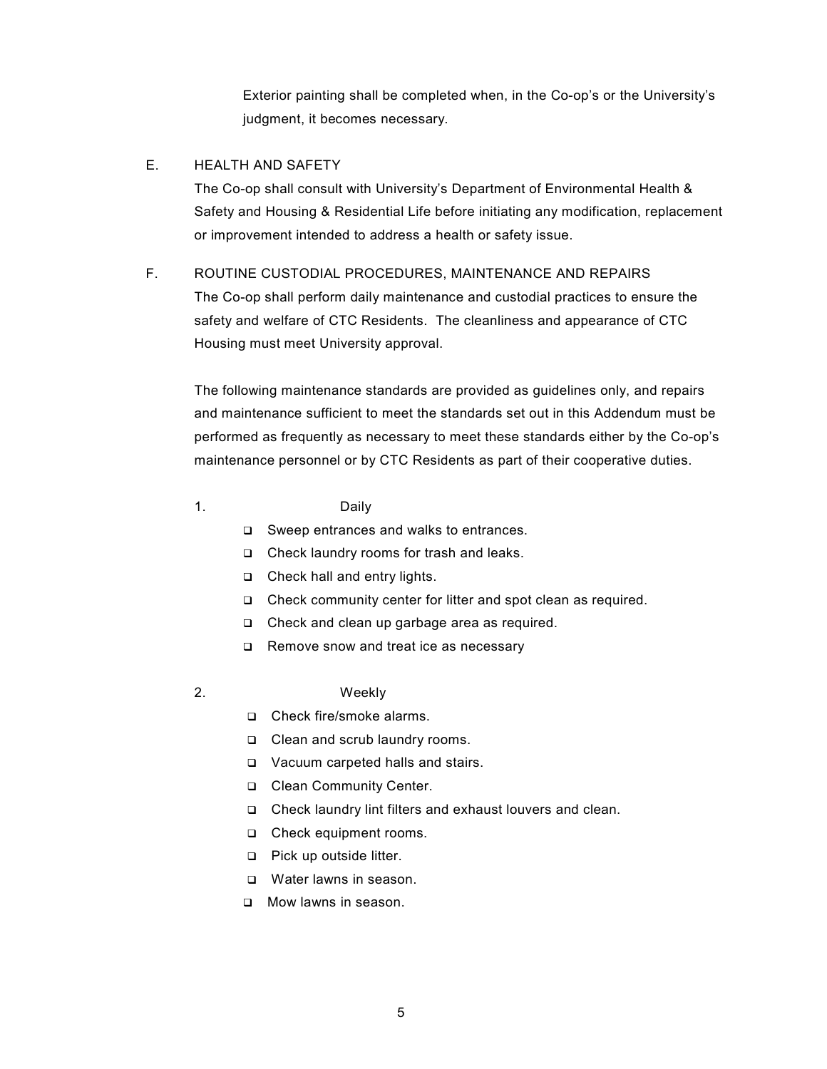Exterior painting shall be completed when, in the Co-op's or the University's judgment, it becomes necessary.

## E. HEALTH AND SAFETY

The Co-op shall consult with University's Department of Environmental Health & Safety and Housing & Residential Life before initiating any modification, replacement or improvement intended to address a health or safety issue.

## F. ROUTINE CUSTODIAL PROCEDURES, MAINTENANCE AND REPAIRS

The Co-op shall perform daily maintenance and custodial practices to ensure the safety and welfare of CTC Residents. The cleanliness and appearance of CTC Housing must meet University approval.

The following maintenance standards are provided as guidelines only, and repairs and maintenance sufficient to meet the standards set out in this Addendum must be performed as frequently as necessary to meet these standards either by the Co-op's maintenance personnel or by CTC Residents as part of their cooperative duties.

1. Daily
   - Sweep entrances and walks to entrances.
   - Check laundry rooms for trash and leaks.
   - Check hall and entry lights.
   - Check community center for litter and spot clean as required.
   - Check and clean up garbage area as required.
   - Remove snow and treat ice as necessary

2. Weekly
   - Check fire/smoke alarms.
   - Clean and scrub laundry rooms.
   - Vacuum carpeted halls and stairs.
   - Clean Community Center.
   - Check laundry lint filters and exhaust louvers and clean.
   - Check equipment rooms.
   - Pick up outside litter.
   - Water lawns in season.
   - Mow lawns in season.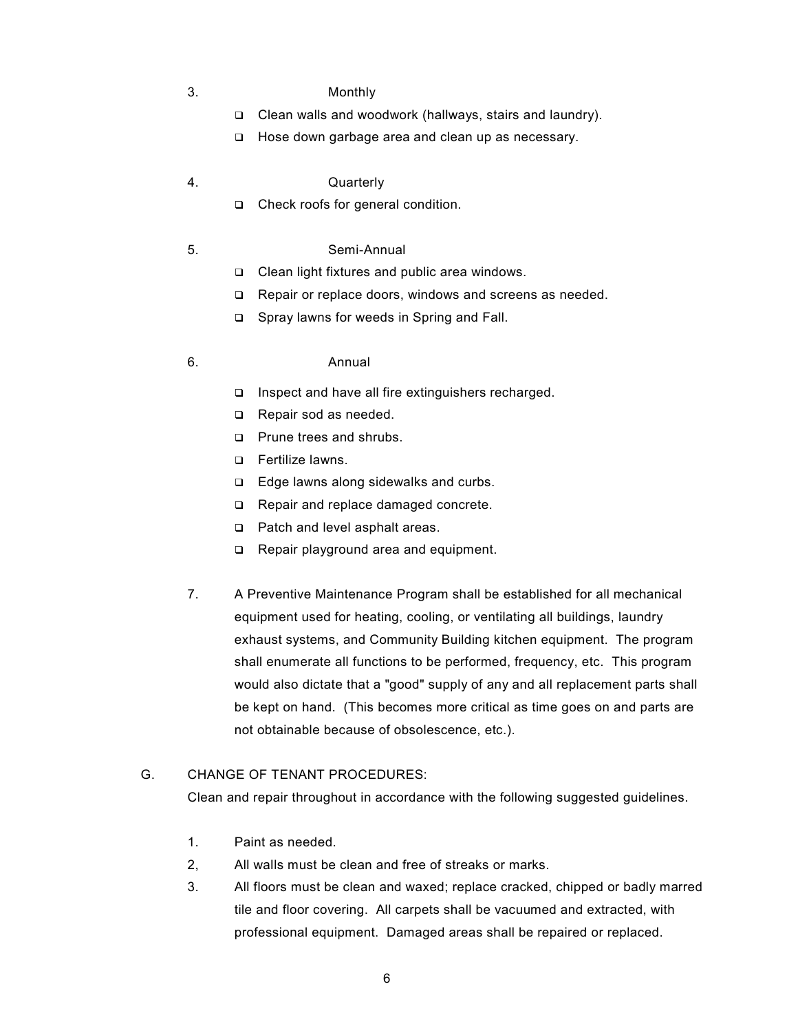3. Monthly

- Clean walls and woodwork (hallways, stairs and laundry).
- Hose down garbage area and clean up as necessary.

4. Quarterly

- Check roofs for general condition.

5. Semi-Annual

- Clean light fixtures and public area windows.
- Repair or replace doors, windows and screens as needed.
- Spray lawns for weeds in Spring and Fall.

6. Annual

- Inspect and have all fire extinguishers recharged.
- Repair sod as needed.
- Prune trees and shrubs.
- Fertilize lawns.
- Edge lawns along sidewalks and curbs.
- Repair and replace damaged concrete.
- Patch and level asphalt areas.
- Repair playground area and equipment.

7. A Preventive Maintenance Program shall be established for all mechanical equipment used for heating, cooling, or ventilating all buildings, laundry exhaust systems, and Community Building kitchen equipment. The program shall enumerate all functions to be performed, frequency, etc. This program would also dictate that a "good" supply of any and all replacement parts shall be kept on hand. (This becomes more critical as time goes on and parts are not obtainable because of obsolescence, etc.).

G. CHANGE OF TENANT PROCEDURES:

Clean and repair throughout in accordance with the following suggested guidelines.

1. Paint as needed.
2, All walls must be clean and free of streaks or marks.
3. All floors must be clean and waxed; replace cracked, chipped or badly marred tile and floor covering. All carpets shall be vacuumed and extracted, with professional equipment. Damaged areas shall be repaired or replaced.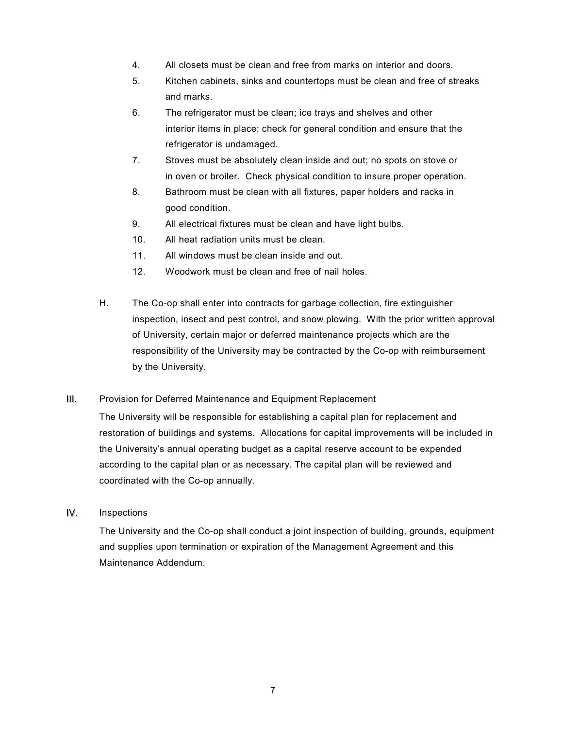4. All closets must be clean and free from marks on interior and doors.
5. Kitchen cabinets, sinks and countertops must be clean and free of streaks and marks.
6. The refrigerator must be clean; ice trays and shelves and other interior items in place; check for general condition and ensure that the refrigerator is undamaged.
7. Stoves must be absolutely clean inside and out; no spots on stove or in oven or broiler. Check physical condition to insure proper operation.
8. Bathroom must be clean with all fixtures, paper holders and racks in good condition.
9. All electrical fixtures must be clean and have light bulbs.
10. All heat radiation units must be clean.
11. All windows must be clean inside and out.
12. Woodwork must be clean and free of nail holes.

H. The Co-op shall enter into contracts for garbage collection, fire extinguisher inspection, insect and pest control, and snow plowing. With the prior written approval of University, certain major or deferred maintenance projects which are the responsibility of the University may be contracted by the Co-op with reimbursement by the University.

## III. Provision for Deferred Maintenance and Equipment Replacement

The University will be responsible for establishing a capital plan for replacement and restoration of buildings and systems. Allocations for capital improvements will be included in the University's annual operating budget as a capital reserve account to be expended according to the capital plan or as necessary. The capital plan will be reviewed and coordinated with the Co-op annually.

## IV. Inspections

The University and the Co-op shall conduct a joint inspection of building, grounds, equipment and supplies upon termination or expiration of the Management Agreement and this Maintenance Addendum.